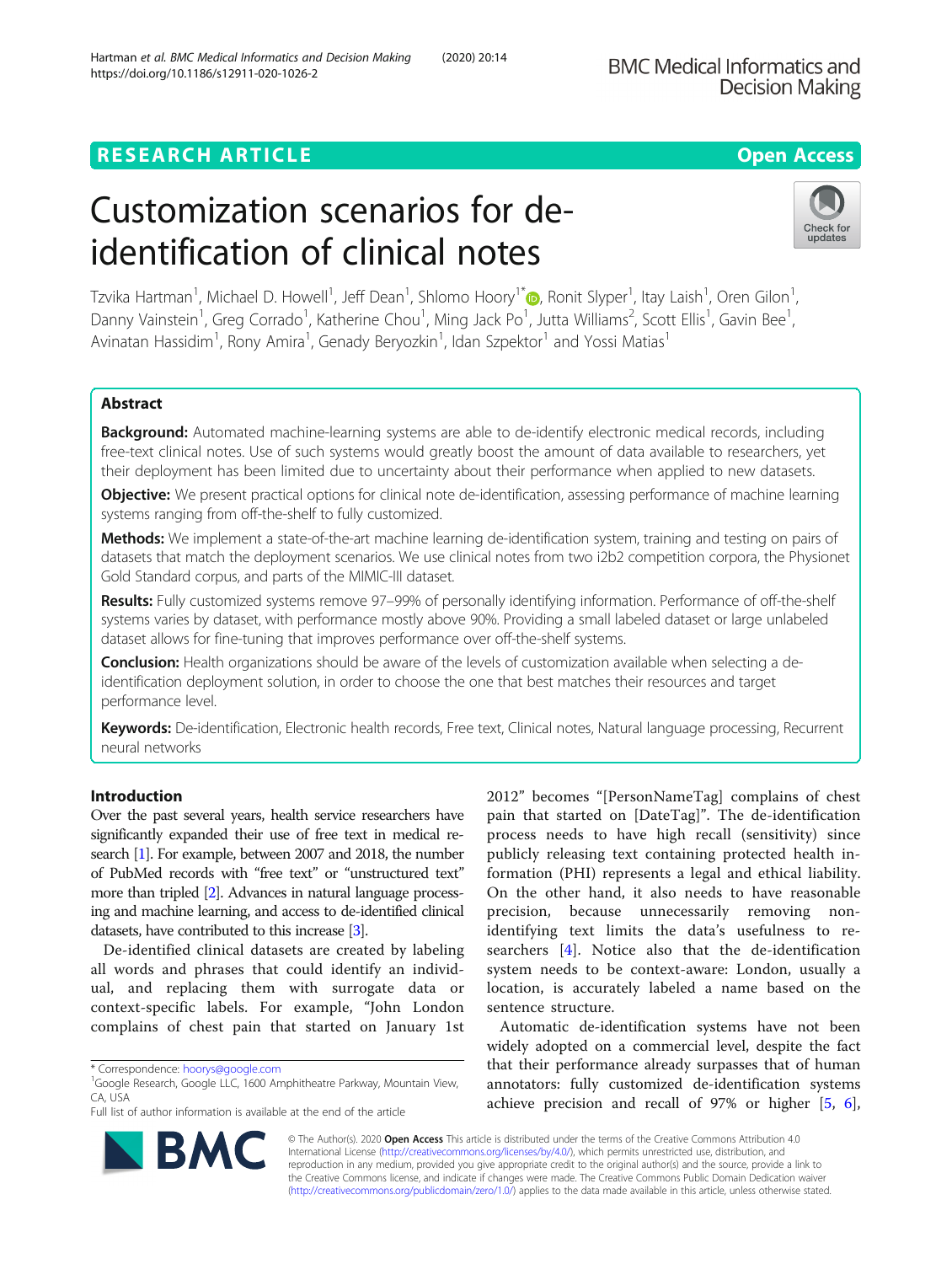RESEARCH ARTICLE

Open Access

# Customization scenarios for de-identification of clinical notes

Tzvika Hartman[1], Michael D. Howell[1], Jeff Dean[1], Shlomo Hoory[1*], Ronit Slyper[1], Itay Laish[1], Oren Gilon[1], Danny Vainstein[1], Greg Corrado[1], Katherine Chou[1], Ming Jack Po[1], Jutta Williams[2], Scott Ellis[1], Gavin Bee[1], Avinatan Hassidim[1], Rony Amira[1], Genady Beryozkin[1], Idan Szpektor[1] and Yossi Matias[1]

## Abstract

**Background:** Automated machine-learning systems are able to de-identify electronic medical records, including free-text clinical notes. Use of such systems would greatly boost the amount of data available to researchers, yet their deployment has been limited due to uncertainty about their performance when applied to new datasets.

**Objective:** We present practical options for clinical note de-identification, assessing performance of machine learning systems ranging from off-the-shelf to fully customized.

**Methods:** We implement a state-of-the-art machine learning de-identification system, training and testing on pairs of datasets that match the deployment scenarios. We use clinical notes from two i2b2 competition corpora, the Physionet Gold Standard corpus, and parts of the MIMIC-III dataset.

**Results:** Fully customized systems remove 97–99% of personally identifying information. Performance of off-the-shelf systems varies by dataset, with performance mostly above 90%. Providing a small labeled dataset or large unlabeled dataset allows for fine-tuning that improves performance over off-the-shelf systems.

**Conclusion:** Health organizations should be aware of the levels of customization available when selecting a de-identification deployment solution, in order to choose the one that best matches their resources and target performance level.

**Keywords:** De-identification, Electronic health records, Free text, Clinical notes, Natural language processing, Recurrent neural networks

## Introduction

Over the past several years, health service researchers have significantly expanded their use of free text in medical research [1]. For example, between 2007 and 2018, the number of PubMed records with "free text" or "unstructured text" more than tripled [2]. Advances in natural language processing and machine learning, and access to de-identified clinical datasets, have contributed to this increase [3].

De-identified clinical datasets are created by labeling all words and phrases that could identify an individual, and replacing them with surrogate data or context-specific labels. For example, "John London complains of chest pain that started on January 1st 2012" becomes "[PersonNameTag] complains of chest pain that started on [DateTag]". The de-identification process needs to have high recall (sensitivity) since publicly releasing text containing protected health information (PHI) represents a legal and ethical liability. On the other hand, it also needs to have reasonable precision, because unnecessarily removing non-identifying text limits the data's usefulness to researchers [4]. Notice also that the de-identification system needs to be context-aware: London, usually a location, is accurately labeled a name based on the sentence structure.

Automatic de-identification systems have not been widely adopted on a commercial level, despite the fact that their performance already surpasses that of human annotators: fully customized de-identification systems achieve precision and recall of 97% or higher [5, 6],

* Correspondence: hoorys@google.com
[1]Google Research, Google LLC, 1600 Amphitheatre Parkway, Mountain View, CA, USA
Full list of author information is available at the end of the article

© The Author(s). 2020 **Open Access** This article is distributed under the terms of the Creative Commons Attribution 4.0 International License (http://creativecommons.org/licenses/by/4.0/), which permits unrestricted use, distribution, and reproduction in any medium, provided you give appropriate credit to the original author(s) and the source, provide a link to the Creative Commons license, and indicate if changes were made. The Creative Commons Public Domain Dedication waiver (http://creativecommons.org/publicdomain/zero/1.0/) applies to the data made available in this article, unless otherwise stated.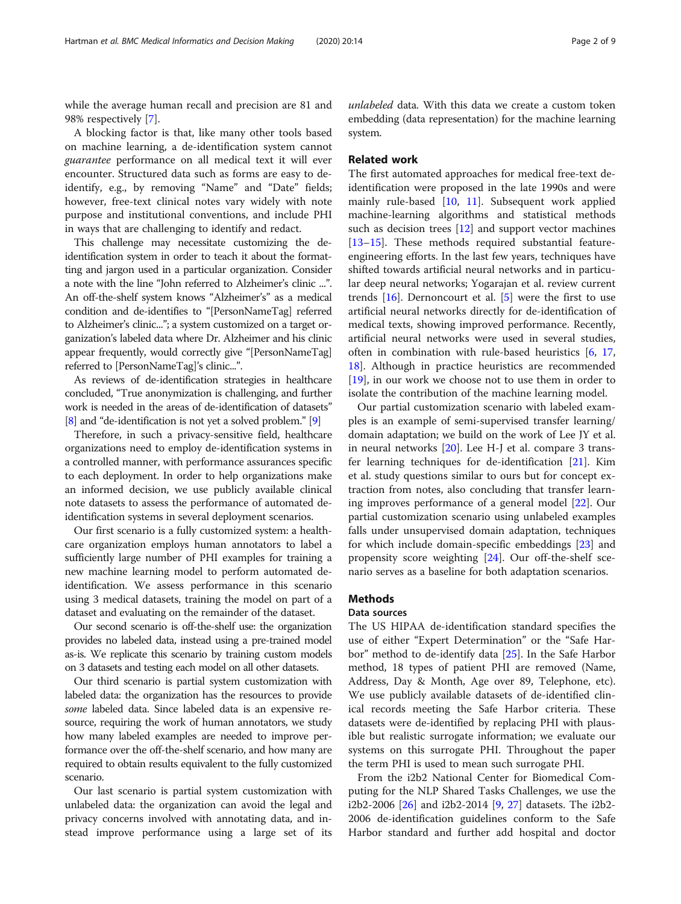while the average human recall and precision are 81 and 98% respectively [7].

A blocking factor is that, like many other tools based on machine learning, a de-identification system cannot *guarantee* performance on all medical text it will ever encounter. Structured data such as forms are easy to de-identify, e.g., by removing "Name" and "Date" fields; however, free-text clinical notes vary widely with note purpose and institutional conventions, and include PHI in ways that are challenging to identify and redact.

This challenge may necessitate customizing the de-identification system in order to teach it about the formatting and jargon used in a particular organization. Consider a note with the line "John referred to Alzheimer's clinic ...". An off-the-shelf system knows "Alzheimer's" as a medical condition and de-identifies to "[PersonNameTag] referred to Alzheimer's clinic..."; a system customized on a target organization's labeled data where Dr. Alzheimer and his clinic appear frequently, would correctly give "[PersonNameTag] referred to [PersonNameTag]'s clinic...".

As reviews of de-identification strategies in healthcare concluded, "True anonymization is challenging, and further work is needed in the areas of de-identification of datasets" [8] and "de-identification is not yet a solved problem." [9]

Therefore, in such a privacy-sensitive field, healthcare organizations need to employ de-identification systems in a controlled manner, with performance assurances specific to each deployment. In order to help organizations make an informed decision, we use publicly available clinical note datasets to assess the performance of automated de-identification systems in several deployment scenarios.

Our first scenario is a fully customized system: a healthcare organization employs human annotators to label a sufficiently large number of PHI examples for training a new machine learning model to perform automated de-identification. We assess performance in this scenario using 3 medical datasets, training the model on part of a dataset and evaluating on the remainder of the dataset.

Our second scenario is off-the-shelf use: the organization provides no labeled data, instead using a pre-trained model as-is. We replicate this scenario by training custom models on 3 datasets and testing each model on all other datasets.

Our third scenario is partial system customization with labeled data: the organization has the resources to provide *some* labeled data. Since labeled data is an expensive resource, requiring the work of human annotators, we study how many labeled examples are needed to improve performance over the off-the-shelf scenario, and how many are required to obtain results equivalent to the fully customized scenario.

Our last scenario is partial system customization with unlabeled data: the organization can avoid the legal and privacy concerns involved with annotating data, and instead improve performance using a large set of its *unlabeled* data. With this data we create a custom token embedding (data representation) for the machine learning system.

## Related work

The first automated approaches for medical free-text de-identification were proposed in the late 1990s and were mainly rule-based [10, 11]. Subsequent work applied machine-learning algorithms and statistical methods such as decision trees [12] and support vector machines [13–15]. These methods required substantial feature-engineering efforts. In the last few years, techniques have shifted towards artificial neural networks and in particular deep neural networks; Yogarajan et al. review current trends [16]. Dernoncourt et al. [5] were the first to use artificial neural networks directly for de-identification of medical texts, showing improved performance. Recently, artificial neural networks were used in several studies, often in combination with rule-based heuristics [6, 17, 18]. Although in practice heuristics are recommended [19], in our work we choose not to use them in order to isolate the contribution of the machine learning model.

Our partial customization scenario with labeled examples is an example of semi-supervised transfer learning/domain adaptation; we build on the work of Lee JY et al. in neural networks [20]. Lee H-J et al. compare 3 transfer learning techniques for de-identification [21]. Kim et al. study questions similar to ours but for concept extraction from notes, also concluding that transfer learning improves performance of a general model [22]. Our partial customization scenario using unlabeled examples falls under unsupervised domain adaptation, techniques for which include domain-specific embeddings [23] and propensity score weighting [24]. Our off-the-shelf scenario serves as a baseline for both adaptation scenarios.

## Methods

### Data sources

The US HIPAA de-identification standard specifies the use of either "Expert Determination" or the "Safe Harbor" method to de-identify data [25]. In the Safe Harbor method, 18 types of patient PHI are removed (Name, Address, Day & Month, Age over 89, Telephone, etc). We use publicly available datasets of de-identified clinical records meeting the Safe Harbor criteria. These datasets were de-identified by replacing PHI with plausible but realistic surrogate information; we evaluate our systems on this surrogate PHI. Throughout the paper the term PHI is used to mean such surrogate PHI.

From the i2b2 National Center for Biomedical Computing for the NLP Shared Tasks Challenges, we use the i2b2-2006 [26] and i2b2-2014 [9, 27] datasets. The i2b2-2006 de-identification guidelines conform to the Safe Harbor standard and further add hospital and doctor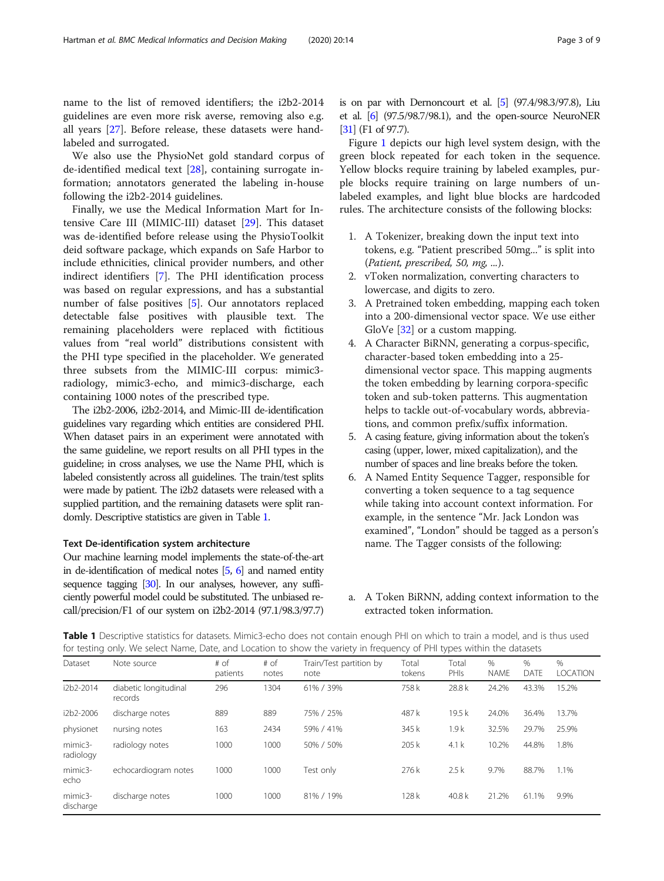name to the list of removed identifiers; the i2b2-2014 guidelines are even more risk averse, removing also e.g. all years [27]. Before release, these datasets were hand-labeled and surrogated.

We also use the PhysioNet gold standard corpus of de-identified medical text [28], containing surrogate information; annotators generated the labeling in-house following the i2b2-2014 guidelines.

Finally, we use the Medical Information Mart for Intensive Care III (MIMIC-III) dataset [29]. This dataset was de-identified before release using the PhysioToolkit deid software package, which expands on Safe Harbor to include ethnicities, clinical provider numbers, and other indirect identifiers [7]. The PHI identification process was based on regular expressions, and has a substantial number of false positives [5]. Our annotators replaced detectable false positives with plausible text. The remaining placeholders were replaced with fictitious values from "real world" distributions consistent with the PHI type specified in the placeholder. We generated three subsets from the MIMIC-III corpus: mimic3-radiology, mimic3-echo, and mimic3-discharge, each containing 1000 notes of the prescribed type.

The i2b2-2006, i2b2-2014, and Mimic-III de-identification guidelines vary regarding which entities are considered PHI. When dataset pairs in an experiment were annotated with the same guideline, we report results on all PHI types in the guideline; in cross analyses, we use the Name PHI, which is labeled consistently across all guidelines. The train/test splits were made by patient. The i2b2 datasets were released with a supplied partition, and the remaining datasets were split randomly. Descriptive statistics are given in Table 1.

### Text De-identification system architecture

Our machine learning model implements the state-of-the-art in de-identification of medical notes [5, 6] and named entity sequence tagging [30]. In our analyses, however, any sufficiently powerful model could be substituted. The unbiased recall/precision/F1 of our system on i2b2-2014 (97.1/98.3/97.7) is on par with Dernoncourt et al. [5] (97.4/98.3/97.8), Liu et al. [6] (97.5/98.7/98.1), and the open-source NeuroNER [31] (F1 of 97.7).

Figure 1 depicts our high level system design, with the green block repeated for each token in the sequence. Yellow blocks require training by labeled examples, purple blocks require training on large numbers of unlabeled examples, and light blue blocks are hardcoded rules. The architecture consists of the following blocks:

1. A Tokenizer, breaking down the input text into tokens, e.g. "Patient prescribed 50mg..." is split into (*Patient, prescribed, 50, mg, ...*).
2. vToken normalization, converting characters to lowercase, and digits to zero.
3. A Pretrained token embedding, mapping each token into a 200-dimensional vector space. We use either GloVe [32] or a custom mapping.
4. A Character BiRNN, generating a corpus-specific, character-based token embedding into a 25-dimensional vector space. This mapping augments the token embedding by learning corpora-specific token and sub-token patterns. This augmentation helps to tackle out-of-vocabulary words, abbreviations, and common prefix/suffix information.
5. A casing feature, giving information about the token's casing (upper, lower, mixed capitalization), and the number of spaces and line breaks before the token.
6. A Named Entity Sequence Tagger, responsible for converting a token sequence to a tag sequence while taking into account context information. For example, in the sentence "Mr. Jack London was examined", "London" should be tagged as a person's name. The Tagger consists of the following:

   a. A Token BiRNN, adding context information to the extracted token information.

**Table 1** Descriptive statistics for datasets. Mimic3-echo does not contain enough PHI on which to train a model, and is thus used for testing only. We select Name, Date, and Location to show the variety in frequency of PHI types within the datasets

| Dataset | Note source | # of patients | # of notes | Train/Test partition by note | Total tokens | Total PHIs | % NAME | % DATE | % LOCATION |
|---|---|---|---|---|---|---|---|---|---|
| i2b2-2014 | diabetic longitudinal records | 296 | 1304 | 61% / 39% | 758 k | 28.8 k | 24.2% | 43.3% | 15.2% |
| i2b2-2006 | discharge notes | 889 | 889 | 75% / 25% | 487 k | 19.5 k | 24.0% | 36.4% | 13.7% |
| physionet | nursing notes | 163 | 2434 | 59% / 41% | 345 k | 1.9 k | 32.5% | 29.7% | 25.9% |
| mimic3-radiology | radiology notes | 1000 | 1000 | 50% / 50% | 205 k | 4.1 k | 10.2% | 44.8% | 1.8% |
| mimic3-echo | echocardiogram notes | 1000 | 1000 | Test only | 276 k | 2.5 k | 9.7% | 88.7% | 1.1% |
| mimic3-discharge | discharge notes | 1000 | 1000 | 81% / 19% | 128 k | 40.8 k | 21.2% | 61.1% | 9.9% |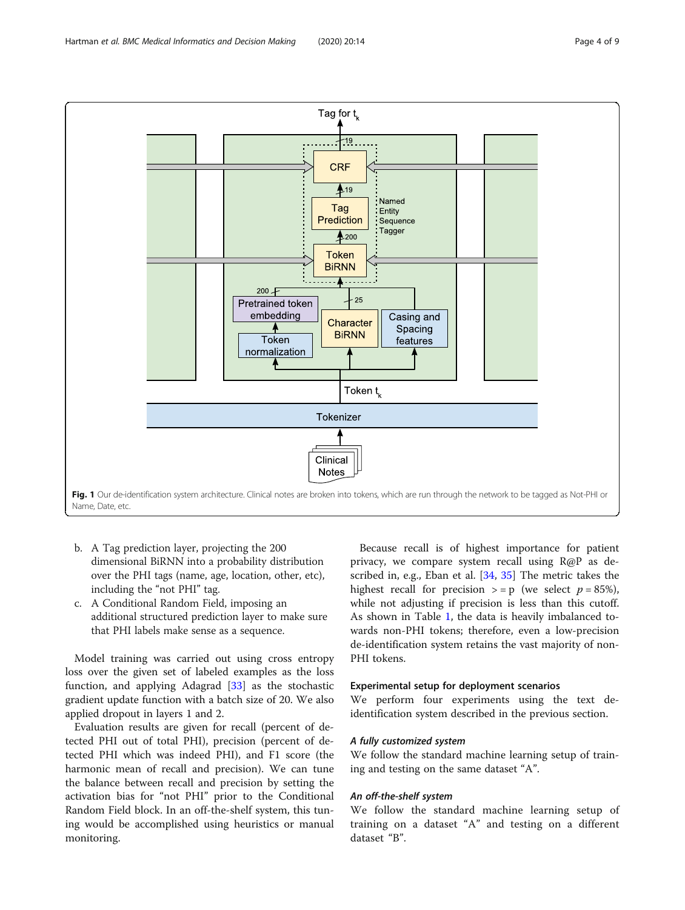Fig. 1 Our de-identification system architecture. Clinical notes are broken into tokens, which are run through the network to be tagged as Not-PHI or Name, Date, etc.

b. A Tag prediction layer, projecting the 200 dimensional BiRNN into a probability distribution over the PHI tags (name, age, location, other, etc), including the "not PHI" tag.
c. A Conditional Random Field, imposing an additional structured prediction layer to make sure that PHI labels make sense as a sequence.

Model training was carried out using cross entropy loss over the given set of labeled examples as the loss function, and applying Adagrad [33] as the stochastic gradient update function with a batch size of 20. We also applied dropout in layers 1 and 2.

Evaluation results are given for recall (percent of detected PHI out of total PHI), precision (percent of detected PHI which was indeed PHI), and F1 score (the harmonic mean of recall and precision). We can tune the balance between recall and precision by setting the activation bias for "not PHI" prior to the Conditional Random Field block. In an off-the-shelf system, this tuning would be accomplished using heuristics or manual monitoring.

Because recall is of highest importance for patient privacy, we compare system recall using R@P as described in, e.g., Eban et al. [34, 35] The metric takes the highest recall for precision $>= p$ (we select $p = 85\%$), while not adjusting if precision is less than this cutoff. As shown in Table 1, the data is heavily imbalanced towards non-PHI tokens; therefore, even a low-precision de-identification system retains the vast majority of non-PHI tokens.

### Experimental setup for deployment scenarios

We perform four experiments using the text de-identification system described in the previous section.

#### *A fully customized system*

We follow the standard machine learning setup of training and testing on the same dataset "A".

#### *An off-the-shelf system*

We follow the standard machine learning setup of training on a dataset "A" and testing on a different dataset "B".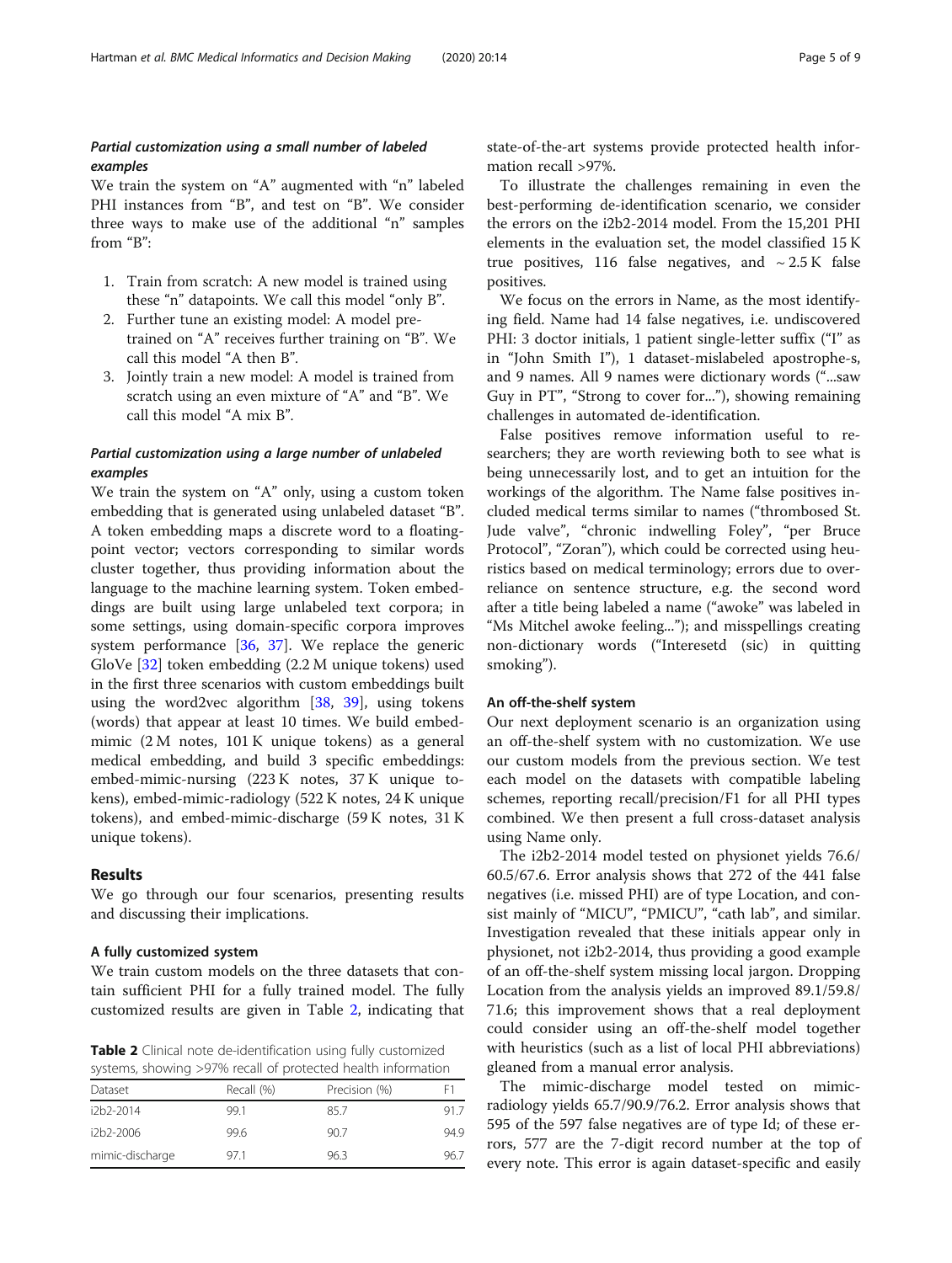#### *Partial customization using a small number of labeled examples*

We train the system on "A" augmented with "n" labeled PHI instances from "B", and test on "B". We consider three ways to make use of the additional "n" samples from "B":

1. Train from scratch: A new model is trained using these "n" datapoints. We call this model "only B".
2. Further tune an existing model: A model pre-trained on "A" receives further training on "B". We call this model "A then B".
3. Jointly train a new model: A model is trained from scratch using an even mixture of "A" and "B". We call this model "A mix B".

#### *Partial customization using a large number of unlabeled examples*

We train the system on "A" only, using a custom token embedding that is generated using unlabeled dataset "B". A token embedding maps a discrete word to a floating-point vector; vectors corresponding to similar words cluster together, thus providing information about the language to the machine learning system. Token embeddings are built using large unlabeled text corpora; in some settings, using domain-specific corpora improves system performance [36, 37]. We replace the generic GloVe [32] token embedding (2.2 M unique tokens) used in the first three scenarios with custom embeddings built using the word2vec algorithm [38, 39], using tokens (words) that appear at least 10 times. We build embed-mimic (2 M notes, 101 K unique tokens) as a general medical embedding, and build 3 specific embeddings: embed-mimic-nursing (223 K notes, 37 K unique tokens), embed-mimic-radiology (522 K notes, 24 K unique tokens), and embed-mimic-discharge (59 K notes, 31 K unique tokens).

## Results

We go through our four scenarios, presenting results and discussing their implications.

### A fully customized system

We train custom models on the three datasets that contain sufficient PHI for a fully trained model. The fully customized results are given in Table 2, indicating that state-of-the-art systems provide protected health information recall >97%.

**Table 2** Clinical note de-identification using fully customized systems, showing >97% recall of protected health information

| Dataset | Recall (%) | Precision (%) | F1 |
|---|---|---|---|
| i2b2-2014 | 99.1 | 85.7 | 91.7 |
| i2b2-2006 | 99.6 | 90.7 | 94.9 |
| mimic-discharge | 97.1 | 96.3 | 96.7 |

To illustrate the challenges remaining in even the best-performing de-identification scenario, we consider the errors on the i2b2-2014 model. From the 15,201 PHI elements in the evaluation set, the model classified 15 K true positives, 116 false negatives, and ~ 2.5 K false positives.

We focus on the errors in Name, as the most identifying field. Name had 14 false negatives, i.e. undiscovered PHI: 3 doctor initials, 1 patient single-letter suffix ("I" as in "John Smith I"), 1 dataset-mislabeled apostrophe-s, and 9 names. All 9 names were dictionary words ("...saw Guy in PT", "Strong to cover for..."), showing remaining challenges in automated de-identification.

False positives remove information useful to researchers; they are worth reviewing both to see what is being unnecessarily lost, and to get an intuition for the workings of the algorithm. The Name false positives included medical terms similar to names ("thrombosed St. Jude valve", "chronic indwelling Foley", "per Bruce Protocol", "Zoran"), which could be corrected using heuristics based on medical terminology; errors due to over-reliance on sentence structure, e.g. the second word after a title being labeled a name ("awoke" was labeled in "Ms Mitchel awoke feeling..."); and misspellings creating non-dictionary words ("Interesetd (sic) in quitting smoking").

### An off-the-shelf system

Our next deployment scenario is an organization using an off-the-shelf system with no customization. We use our custom models from the previous section. We test each model on the datasets with compatible labeling schemes, reporting recall/precision/F1 for all PHI types combined. We then present a full cross-dataset analysis using Name only.

The i2b2-2014 model tested on physionet yields 76.6/60.5/67.6. Error analysis shows that 272 of the 441 false negatives (i.e. missed PHI) are of type Location, and consist mainly of "MICU", "PMICU", "cath lab", and similar. Investigation revealed that these initials appear only in physionet, not i2b2-2014, thus providing a good example of an off-the-shelf system missing local jargon. Dropping Location from the analysis yields an improved 89.1/59.8/71.6; this improvement shows that a real deployment could consider using an off-the-shelf model together with heuristics (such as a list of local PHI abbreviations) gleaned from a manual error analysis.

The mimic-discharge model tested on mimic-radiology yields 65.7/90.9/76.2. Error analysis shows that 595 of the 597 false negatives are of type Id; of these errors, 577 are the 7-digit record number at the top of every note. This error is again dataset-specific and easily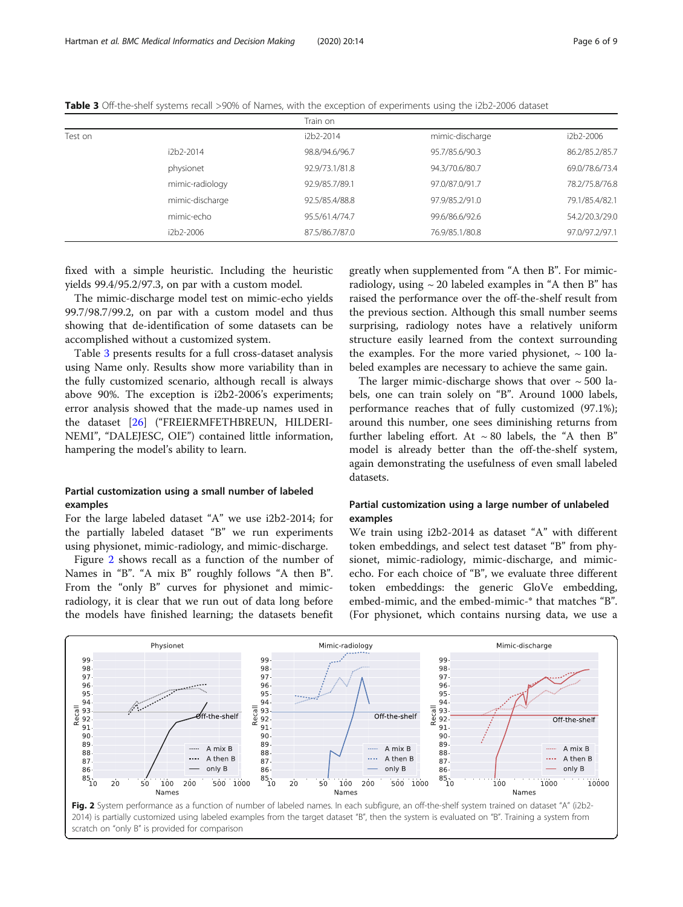**Table 3** Off-the-shelf systems recall >90% of Names, with the exception of experiments using the i2b2-2006 dataset

| Test on | | Train on | | |
|---|---|---|---|---|
| | | i2b2-2014 | mimic-discharge | i2b2-2006 |
| | i2b2-2014 | 98.8/94.6/96.7 | 95.7/85.6/90.3 | 86.2/85.2/85.7 |
| | physionet | 92.9/73.1/81.8 | 94.3/70.6/80.7 | 69.0/78.6/73.4 |
| | mimic-radiology | 92.9/85.7/89.1 | 97.0/87.0/91.7 | 78.2/75.8/76.8 |
| | mimic-discharge | 92.5/85.4/88.8 | 97.9/85.2/91.0 | 79.1/85.4/82.1 |
| | mimic-echo | 95.5/61.4/74.7 | 99.6/86.6/92.6 | 54.2/20.3/29.0 |
| | i2b2-2006 | 87.5/86.7/87.0 | 76.9/85.1/80.8 | 97.0/97.2/97.1 |

fixed with a simple heuristic. Including the heuristic yields 99.4/95.2/97.3, on par with a custom model.

The mimic-discharge model test on mimic-echo yields 99.7/98.7/99.2, on par with a custom model and thus showing that de-identification of some datasets can be accomplished without a customized system.

Table 3 presents results for a full cross-dataset analysis using Name only. Results show more variability than in the fully customized scenario, although recall is always above 90%. The exception is i2b2-2006's experiments; error analysis showed that the made-up names used in the dataset [26] ("FREIERMFETHBREUN, HILDERINEMI", "DALEJESC, OIE") contained little information, hampering the model's ability to learn.

### Partial customization using a small number of labeled examples

For the large labeled dataset "A" we use i2b2-2014; for the partially labeled dataset "B" we run experiments using physionet, mimic-radiology, and mimic-discharge.

Figure 2 shows recall as a function of the number of Names in "B". "A mix B" roughly follows "A then B". From the "only B" curves for physionet and mimic-radiology, it is clear that we run out of data long before the models have finished learning; the datasets benefit greatly when supplemented from "A then B". For mimic-radiology, using ~ 20 labeled examples in "A then B" has raised the performance over the off-the-shelf result from the previous section. Although this small number seems surprising, radiology notes have a relatively uniform structure easily learned from the context surrounding the examples. For the more varied physionet, ~ 100 labeled examples are necessary to achieve the same gain.

The larger mimic-discharge shows that over ~ 500 labels, one can train solely on "B". Around 1000 labels, performance reaches that of fully customized (97.1%); around this number, one sees diminishing returns from further labeling effort. At ~ 80 labels, the "A then B" model is already better than the off-the-shelf system, again demonstrating the usefulness of even small labeled datasets.

### Partial customization using a large number of unlabeled examples

We train using i2b2-2014 as dataset "A" with different token embeddings, and select test dataset "B" from physionet, mimic-radiology, mimic-discharge, and mimic-echo. For each choice of "B", we evaluate three different token embeddings: the generic GloVe embedding, embed-mimic, and the embed-mimic-* that matches "B". (For physionet, which contains nursing data, we use a

**Fig. 2** System performance as a function of number of labeled names. In each subfigure, an off-the-shelf system trained on dataset "A" (i2b2-2014) is partially customized using labeled examples from the target dataset "B", then the system is evaluated on "B". Training a system from scratch on "only B" is provided for comparison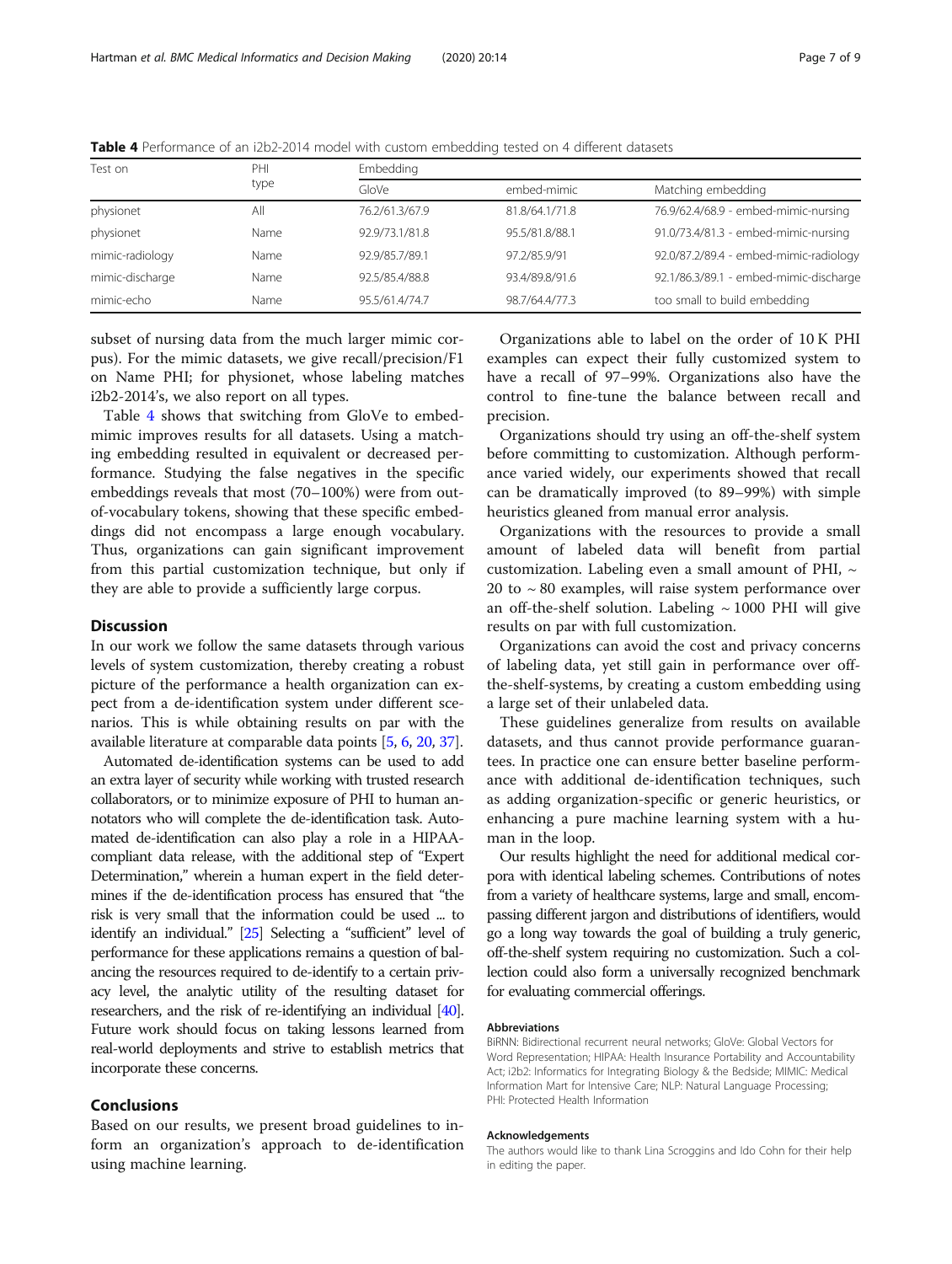**Table 4** Performance of an i2b2-2014 model with custom embedding tested on 4 different datasets

| Test on | PHI type | Embedding | | |
|---|---|---|---|---|
| | | GloVe | embed-mimic | Matching embedding |
| physionet | All | 76.2/61.3/67.9 | 81.8/64.1/71.8 | 76.9/62.4/68.9 - embed-mimic-nursing |
| physionet | Name | 92.9/73.1/81.8 | 95.5/81.8/88.1 | 91.0/73.4/81.3 - embed-mimic-nursing |
| mimic-radiology | Name | 92.9/85.7/89.1 | 97.2/85.9/91 | 92.0/87.2/89.4 - embed-mimic-radiology |
| mimic-discharge | Name | 92.5/85.4/88.8 | 93.4/89.8/91.6 | 92.1/86.3/89.1 - embed-mimic-discharge |
| mimic-echo | Name | 95.5/61.4/74.7 | 98.7/64.4/77.3 | too small to build embedding |

subset of nursing data from the much larger mimic corpus). For the mimic datasets, we give recall/precision/F1 on Name PHI; for physionet, whose labeling matches i2b2-2014's, we also report on all types.

Table 4 shows that switching from GloVe to embed-mimic improves results for all datasets. Using a matching embedding resulted in equivalent or decreased performance. Studying the false negatives in the specific embeddings reveals that most (70–100%) were from out-of-vocabulary tokens, showing that these specific embeddings did not encompass a large enough vocabulary. Thus, organizations can gain significant improvement from this partial customization technique, but only if they are able to provide a sufficiently large corpus.

## Discussion

In our work we follow the same datasets through various levels of system customization, thereby creating a robust picture of the performance a health organization can expect from a de-identification system under different scenarios. This is while obtaining results on par with the available literature at comparable data points [5, 6, 20, 37].

Automated de-identification systems can be used to add an extra layer of security while working with trusted research collaborators, or to minimize exposure of PHI to human annotators who will complete the de-identification task. Automated de-identification can also play a role in a HIPAA-compliant data release, with the additional step of "Expert Determination," wherein a human expert in the field determines if the de-identification process has ensured that "the risk is very small that the information could be used ... to identify an individual." [25] Selecting a "sufficient" level of performance for these applications remains a question of balancing the resources required to de-identify to a certain privacy level, the analytic utility of the resulting dataset for researchers, and the risk of re-identifying an individual [40]. Future work should focus on taking lessons learned from real-world deployments and strive to establish metrics that incorporate these concerns.

## Conclusions

Based on our results, we present broad guidelines to inform an organization's approach to de-identification using machine learning.

Organizations able to label on the order of 10 K PHI examples can expect their fully customized system to have a recall of 97–99%. Organizations also have the control to fine-tune the balance between recall and precision.

Organizations should try using an off-the-shelf system before committing to customization. Although performance varied widely, our experiments showed that recall can be dramatically improved (to 89–99%) with simple heuristics gleaned from manual error analysis.

Organizations with the resources to provide a small amount of labeled data will benefit from partial customization. Labeling even a small amount of PHI, ~ 20 to ~ 80 examples, will raise system performance over an off-the-shelf solution. Labeling ~ 1000 PHI will give results on par with full customization.

Organizations can avoid the cost and privacy concerns of labeling data, yet still gain in performance over off-the-shelf-systems, by creating a custom embedding using a large set of their unlabeled data.

These guidelines generalize from results on available datasets, and thus cannot provide performance guarantees. In practice one can ensure better baseline performance with additional de-identification techniques, such as adding organization-specific or generic heuristics, or enhancing a pure machine learning system with a human in the loop.

Our results highlight the need for additional medical corpora with identical labeling schemes. Contributions of notes from a variety of healthcare systems, large and small, encompassing different jargon and distributions of identifiers, would go a long way towards the goal of building a truly generic, off-the-shelf system requiring no customization. Such a collection could also form a universally recognized benchmark for evaluating commercial offerings.

### Abbreviations

BiRNN: Bidirectional recurrent neural networks; GloVe: Global Vectors for Word Representation; HIPAA: Health Insurance Portability and Accountability Act; i2b2: Informatics for Integrating Biology & the Bedside; MIMIC: Medical Information Mart for Intensive Care; NLP: Natural Language Processing; PHI: Protected Health Information

### Acknowledgements

The authors would like to thank Lina Scroggins and Ido Cohn for their help in editing the paper.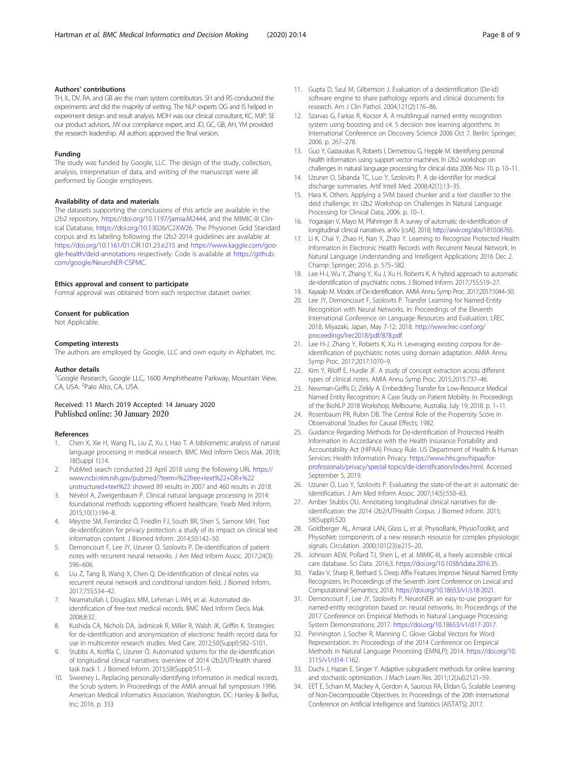### Authors' contributions

TH, IL, DV, RA, and GB are the main system contributors. SH and RS conducted the experiments and did the majority of writing. The NLP experts OG and IS helped in experiment design and result analysis. MDH was our clinical consultant, KC, MJP, SE our product advisors, JW our compliance expert, and JD, GC, GB, AH, YM provided the research leadership. All authors approved the final version.

### Funding

The study was funded by Google, LLC. The design of the study, collection, analysis, interpretation of data, and writing of the manuscript were all performed by Google employees.

### Availability of data and materials

The datasets supporting the conclusions of this article are available in the i2b2 repository, https://doi.org/10.1197/jamia.M2444, and the MIMIC-III Clinical Database, https://doi.org/10.13026/C2XW26. The Physionet Gold Standard corpus and its labeling following the i2b2-2014 guidelines are available at https://doi.org/10.1161/01.CIR.101.23.e215 and https://www.kaggle.com/google-health/deid-annotations respectively. Code is available at https://github.com/google/NeuroNER-CSPMC.

### Ethics approval and consent to participate

Formal approval was obtained from each respective dataset owner.

### Consent for publication

Not Applicable.

### Competing interests

The authors are employed by Google, LLC and own equity in Alphabet, Inc.

### Author details

[1]Google Research, Google LLC, 1600 Amphitheatre Parkway, Mountain View, CA, USA. [2]Palo Alto, CA, USA.

Received: 11 March 2019 Accepted: 14 January 2020
Published online: 30 January 2020

### References

1. Chen X, Xie H, Wang FL, Liu Z, Xu J, Hao T. A bibliometric analysis of natural language processing in medical research. BMC Med Inform Decis Mak. 2018; 18(Suppl 1):14.
2. PubMed search conducted 23 April 2018 using the following URL https://www.ncbi.nlm.nih.gov/pubmed/?term=%22free+text%22+OR+%22unstructured+text%22 showed 89 results in 2007 and 460 results in 2018.
3. Névéol A, Zweigenbaum P. Clinical natural language processing in 2014: foundational methods supporting efficient healthcare. Yearb Med Inform. 2015;10(1):194–8.
4. Meystre SM, Ferrández Ó, Friedlin FJ, South BR, Shen S, Samore MH. Text de-identification for privacy protection: a study of its impact on clinical text information content. J Biomed Inform. 2014;50:142–50.
5. Dernoncourt F, Lee JY, Uzuner O, Szolovits P. De-identification of patient notes with recurrent neural networks. J Am Med Inform Assoc. 2017;24(3): 596–606.
6. Liu Z, Tang B, Wang X, Chen Q. De-identification of clinical notes via recurrent neural network and conditional random field. J Biomed Inform. 2017;75S:S34–42.
7. Neamatullah I, Douglass MM, Lehman L-WH, et al. Automated de-identification of free-text medical records. BMC Med Inform Decis Mak. 2008;8:32.
8. Kushida CA, Nichols DA, Jadrnicek R, Miller R, Walsh JK, Griffin K. Strategies for de-identification and anonymization of electronic health record data for use in multicenter research studies. Med Care. 2012;50(Suppl):S82–S101.
9. Stubbs A, Kotfila C, Uzuner Ö. Automated systems for the de-identification of longitudinal clinical narratives: overview of 2014 i2b2/UTHealth shared task track 1. J Biomed Inform. 2015;58(Suppl):S11–9.
10. Sweeney L. Replacing personally-identifying information in medical records, the Scrub system. In Proceedings of the AMIA annual fall symposium 1996. American Medical Informatics Association. Washington, DC: Hanley & Belfus, Inc; 2016. p. 333
11. Gupta D, Saul M, Gilbertson J. Evaluation of a deidentification (De-id) software engine to share pathology reports and clinical documents for research. Am J Clin Pathol. 2004;121(2):176–86.
12. Szarvas G, Farkas R, Kocsor A. A multilingual named entity recognition system using boosting and c4. 5 decision tree learning algorithms. In International Conference on Discovery Science 2006 Oct 7. Berlin: Springer; 2006. p. 267–278.
13. Guo Y, Gaizauskas R, Roberts I, Demetriou G, Hepple M. Identifying personal health information using support vector machines. In i2b2 workshop on challenges in natural language processing for clinical data 2006 Nov 10. p. 10–11.
14. Uzuner O, Sibanda TC, Luo Y, Szolovits P. A de-identifier for medical discharge summaries. Artif Intell Med. 2008;42(1):13–35.
15. Hara K. Others. Applying a SVM based chunker and a text classifier to the deid challenge. In: i2b2 Workshop on Challenges in Natural Language Processing for Clinical Data; 2006. p. 10–1.
16. Yogarajan V, Mayo M, Pfahringer B. A survey of automatic de-identification of longitudinal clinical narratives. arXiv [csAI]. 2018; http://arxiv.org/abs/1810.06765.
17. Li K, Chai Y, Zhao H, Nan X, Zhao Y. Learning to Recognize Protected Health Information in Electronic Health Records with Recurrent Neural Network. In Natural Language Understanding and Intelligent Applications 2016 Dec 2. Champ: Springer; 2016. p. 575–582.
18. Lee H-J, Wu Y, Zhang Y, Xu J, Xu H, Roberts K. A hybrid approach to automatic de-identification of psychiatric notes. J Biomed Inform. 2017;75S:S19–27.
19. Kayaalp M. Modes of De-identification. AMIA Annu Symp Proc. 2017;2017:1044–50.
20. Lee JY, Dernoncourt F, Szolovits P. Transfer Learning for Named-Entity Recognition with Neural Networks. In: Proceedings of the Eleventh International Conference on Language Resources and Evaluation, LREC 2018, Miyazaki, Japan, May 7-12; 2018. http://www.lrec-conf.org/proceedings/lrec2018/pdf/878.pdf.
21. Lee H-J, Zhang Y, Roberts K, Xu H. Leveraging existing corpora for de-identification of psychiatric notes using domain adaptation. AMIA Annu Symp Proc. 2017;2017:1070–9.
22. Kim Y, Riloff E, Hurdle JF. A study of concept extraction across different types of clinical notes. AMIA Annu Symp Proc. 2015;2015:737–46.
23. Newman-Griffis D, Zirikly A. Embedding Transfer for Low-Resource Medical Named Entity Recognition: A Case Study on Patient Mobility. In: Proceedings of the BioNLP 2018 Workshop, Melbourne, Australia, July 19; 2018. p. 1–11.
24. Rosenbaum PR, Rubin DB. The Central Role of the Propensity Score in Observational Studies for Causal Effects; 1982.
25. Guidance Regarding Methods for De-identification of Protected Health Information in Accordance with the Health Insurance Portability and Accountability Act (HIPAA) Privacy Rule. US Department of Health & Human Services: Health Information Privacy. https://www.hhs.gov/hipaa/for-professionals/privacy/special-topics/de-identification/index.html. Accessed September 5, 2019.
26. Uzuner O, Luo Y, Szolovits P. Evaluating the state-of-the-art in automatic de-identification. J Am Med Inform Assoc. 2007;14(5):550–63.
27. Amber Stubbs OU. Annotating longitudinal clinical narratives for de-identification: the 2014 i2b2/UTHealth Corpus. J Biomed Inform. 2015; 58(Suppl):S20.
28. Goldberger AL, Amaral LAN, Glass L, et al. PhysioBank, PhysioToolkit, and PhysioNet: components of a new research resource for complex physiologic signals. Circulation. 2000;101(23):e215–20.
29. Johnson AEW, Pollard TJ, Shen L, et al. MIMIC-III, a freely accessible critical care database. Sci Data. 2016;3. https://doi.org/10.1038/sdata.2016.35.
30. Yadav V, Sharp R, Bethard S. Deep Affix Features Improve Neural Named Entity Recognizers. In: Proceedings of the Seventh Joint Conference on Lexical and Computational Semantics; 2018. https://doi.org/10.18653/v1/s18-2021.
31. Dernoncourt F, Lee JY, Szolovits P. NeuroNER: an easy-to-use program for named-entity recognition based on neural networks. In: Proceedings of the 2017 Conference on Empirical Methods in Natural Language Processing: System Demonstrations; 2017. https://doi.org/10.18653/v1/d17-2017.
32. Pennington J, Socher R, Manning C. Glove: Global Vectors for Word Representation. In: Proceedings of the 2014 Conference on Empirical Methods in Natural Language Processing (EMNLP); 2014. https://doi.org/10.3115/v1/d14-1162.
33. Duchi J, Hazan E, Singer Y. Adaptive subgradient methods for online learning and stochastic optimization. J Mach Learn Res. 2011;12(Jul):2121–59.
34. EET E, Schain M, Mackey A, Gordon A, Saurous RA, Elidan G. Scalable Learning of Non-Decomposable Objectives. In: Proceedings of the 20th International Conference on Artificial Intelligence and Statistics (AISTATS); 2017.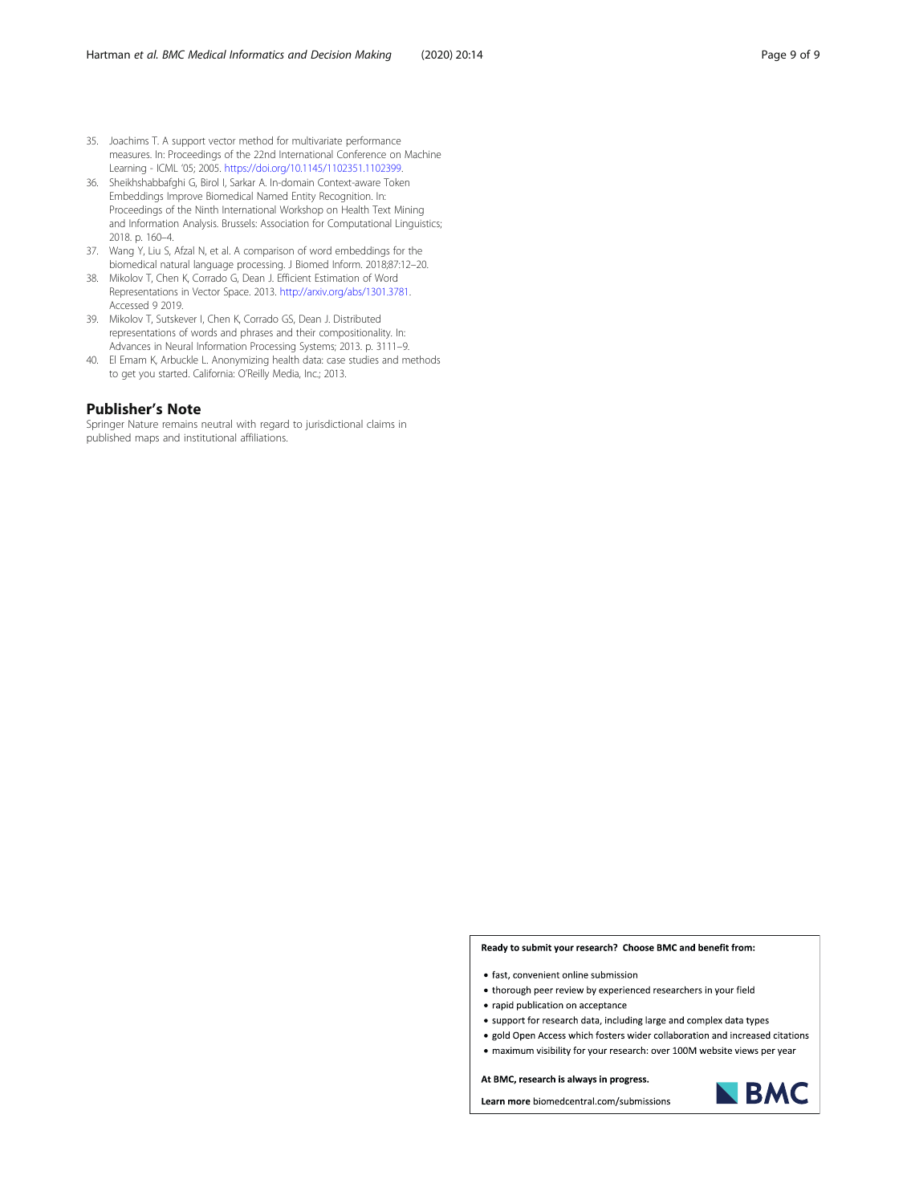35. Joachims T. A support vector method for multivariate performance measures. In: Proceedings of the 22nd International Conference on Machine Learning - ICML '05; 2005. https://doi.org/10.1145/1102351.1102399.
36. Sheikhshabbafghi G, Birol I, Sarkar A. In-domain Context-aware Token Embeddings Improve Biomedical Named Entity Recognition. In: Proceedings of the Ninth International Workshop on Health Text Mining and Information Analysis. Brussels: Association for Computational Linguistics; 2018. p. 160–4.
37. Wang Y, Liu S, Afzal N, et al. A comparison of word embeddings for the biomedical natural language processing. J Biomed Inform. 2018;87:12–20.
38. Mikolov T, Chen K, Corrado G, Dean J. Efficient Estimation of Word Representations in Vector Space. 2013. http://arxiv.org/abs/1301.3781. Accessed 9 2019.
39. Mikolov T, Sutskever I, Chen K, Corrado GS, Dean J. Distributed representations of words and phrases and their compositionality. In: Advances in Neural Information Processing Systems; 2013. p. 3111–9.
40. El Emam K, Arbuckle L. Anonymizing health data: case studies and methods to get you started. California: O'Reilly Media, Inc.; 2013.

## Publisher's Note

Springer Nature remains neutral with regard to jurisdictional claims in published maps and institutional affiliations.

**Ready to submit your research? Choose BMC and benefit from:**

- fast, convenient online submission
- thorough peer review by experienced researchers in your field
- rapid publication on acceptance
- support for research data, including large and complex data types
- gold Open Access which fosters wider collaboration and increased citations
- maximum visibility for your research: over 100M website views per year

**At BMC, research is always in progress.**

**Learn more** biomedcentral.com/submissions

BMC